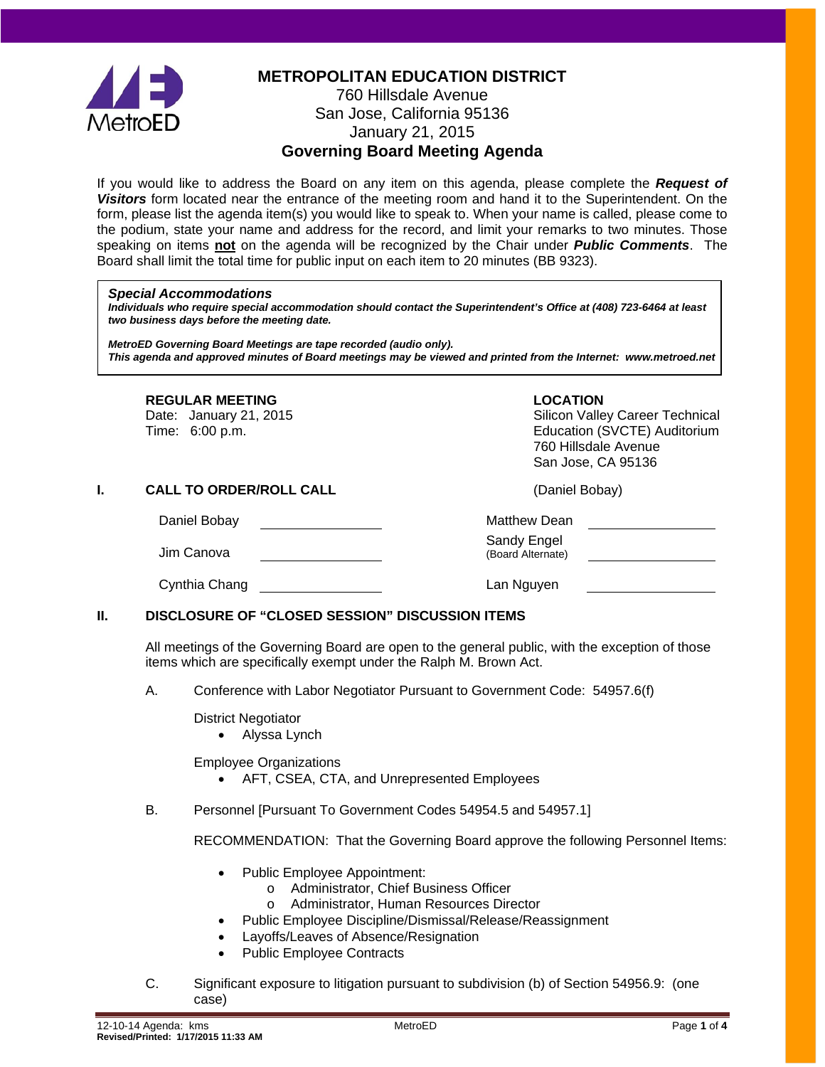# METROPOLITAN EDUCATION DISTRICT

760 Hillsdale Avenue
San Jose, California 95136
January 21, 2015

## Governing Board Meeting Agenda

If you would like to address the Board on any item on this agenda, please complete the ***Request of Visitors*** form located near the entrance of the meeting room and hand it to the Superintendent. On the form, please list the agenda item(s) you would like to speak to. When your name is called, please come to the podium, state your name and address for the record, and limit your remarks to two minutes. Those speaking on items **not** on the agenda will be recognized by the Chair under ***Public Comments***. The Board shall limit the total time for public input on each item to 20 minutes (BB 9323).

> ***Special Accommodations***
> ***Individuals who require special accommodation should contact the Superintendent's Office at (408) 723-6464 at least two business days before the meeting date.***
>
> ***MetroED Governing Board Meetings are tape recorded (audio only).***
> ***This agenda and approved minutes of Board meetings may be viewed and printed from the Internet: www.metroed.net***

**REGULAR MEETING**
Date: January 21, 2015
Time: 6:00 p.m.

**LOCATION**
Silicon Valley Career Technical Education (SVCTE) Auditorium
760 Hillsdale Avenue
San Jose, CA 95136

## I. CALL TO ORDER/ROLL CALL (Daniel Bobay)

| | | | |
|---|---|---|---|
| Daniel Bobay | ______ | Matthew Dean | ______ |
| Jim Canova | ______ | Sandy Engel (Board Alternate) | ______ |
| Cynthia Chang | ______ | Lan Nguyen | ______ |

## II. DISCLOSURE OF "CLOSED SESSION" DISCUSSION ITEMS

All meetings of the Governing Board are open to the general public, with the exception of those items which are specifically exempt under the Ralph M. Brown Act.

A. Conference with Labor Negotiator Pursuant to Government Code: 54957.6(f)

District Negotiator
- Alyssa Lynch

Employee Organizations
- AFT, CSEA, CTA, and Unrepresented Employees

B. Personnel [Pursuant To Government Codes 54954.5 and 54957.1]

RECOMMENDATION: That the Governing Board approve the following Personnel Items:

- Public Employee Appointment:
  - Administrator, Chief Business Officer
  - Administrator, Human Resources Director
- Public Employee Discipline/Dismissal/Release/Reassignment
- Layoffs/Leaves of Absence/Resignation
- Public Employee Contracts

C. Significant exposure to litigation pursuant to subdivision (b) of Section 54956.9: (one case)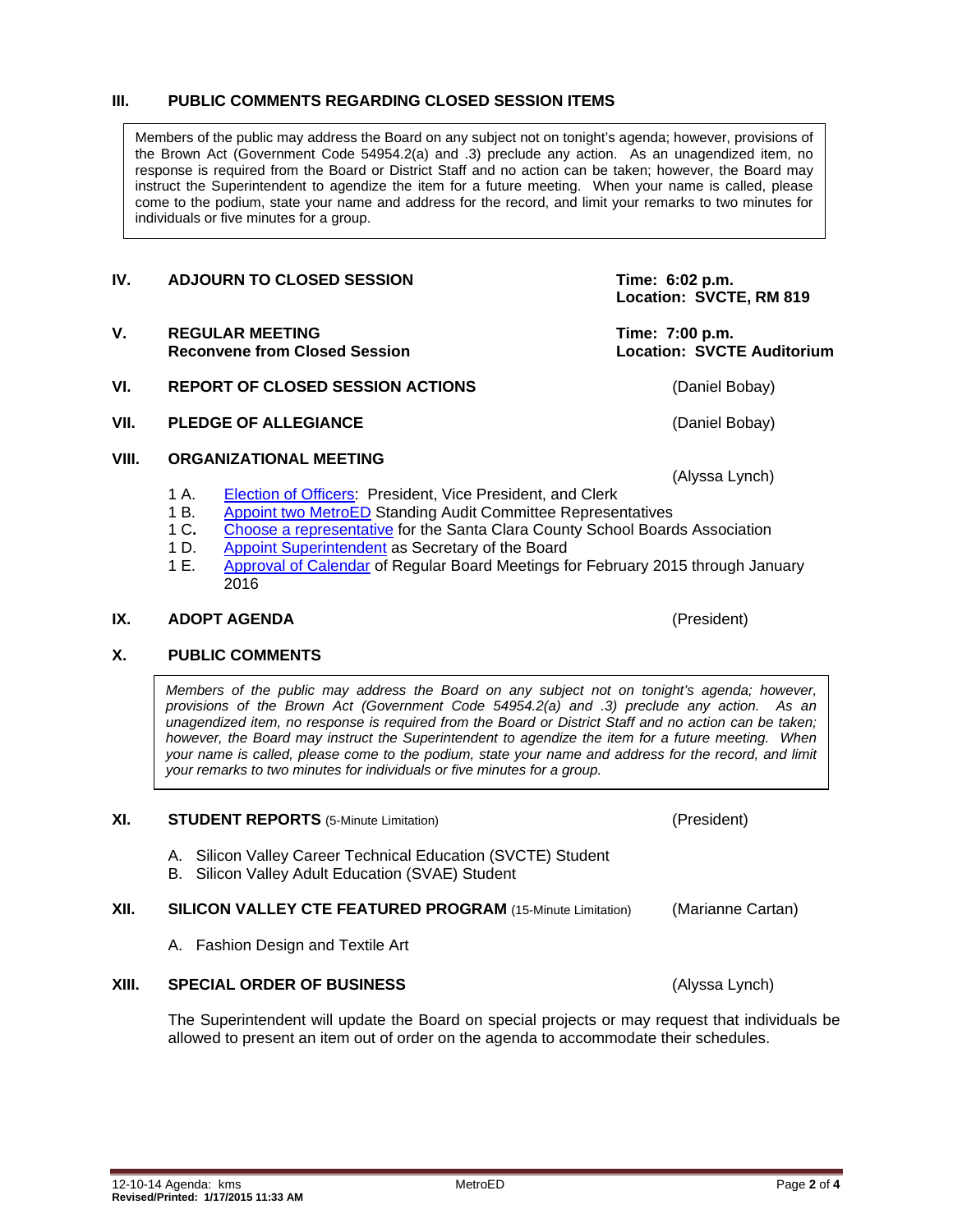## III. PUBLIC COMMENTS REGARDING CLOSED SESSION ITEMS

Members of the public may address the Board on any subject not on tonight's agenda; however, provisions of the Brown Act (Government Code 54954.2(a) and .3) preclude any action. As an unagendized item, no response is required from the Board or District Staff and no action can be taken; however, the Board may instruct the Superintendent to agendize the item for a future meeting. When your name is called, please come to the podium, state your name and address for the record, and limit your remarks to two minutes for individuals or five minutes for a group.

## IV. ADJOURN TO CLOSED SESSION

**Time: 6:02 p.m.**
**Location: SVCTE, RM 819**

## V. REGULAR MEETING
**Reconvene from Closed Session**

**Time: 7:00 p.m.**
**Location: SVCTE Auditorium**

## VI. REPORT OF CLOSED SESSION ACTIONS

(Daniel Bobay)

## VII. PLEDGE OF ALLEGIANCE

(Daniel Bobay)

## VIII. ORGANIZATIONAL MEETING

(Alyssa Lynch)

- 1 A. Election of Officers: President, Vice President, and Clerk
- 1 B. Appoint two MetroED Standing Audit Committee Representatives
- 1 C. Choose a representative for the Santa Clara County School Boards Association
- 1 D. Appoint Superintendent as Secretary of the Board
- 1 E. Approval of Calendar of Regular Board Meetings for February 2015 through January 2016

## IX. ADOPT AGENDA

(President)

## X. PUBLIC COMMENTS

*Members of the public may address the Board on any subject not on tonight's agenda; however, provisions of the Brown Act (Government Code 54954.2(a) and .3) preclude any action. As an unagendized item, no response is required from the Board or District Staff and no action can be taken; however, the Board may instruct the Superintendent to agendize the item for a future meeting. When your name is called, please come to the podium, state your name and address for the record, and limit your remarks to two minutes for individuals or five minutes for a group.*

## XI. STUDENT REPORTS (5-Minute Limitation)

(President)

A. Silicon Valley Career Technical Education (SVCTE) Student
B. Silicon Valley Adult Education (SVAE) Student

## XII. SILICON VALLEY CTE FEATURED PROGRAM (15-Minute Limitation)

(Marianne Cartan)

A. Fashion Design and Textile Art

## XIII. SPECIAL ORDER OF BUSINESS

(Alyssa Lynch)

The Superintendent will update the Board on special projects or may request that individuals be allowed to present an item out of order on the agenda to accommodate their schedules.

12-10-14 Agenda: kms
**Revised/Printed: 1/17/2015 11:33 AM**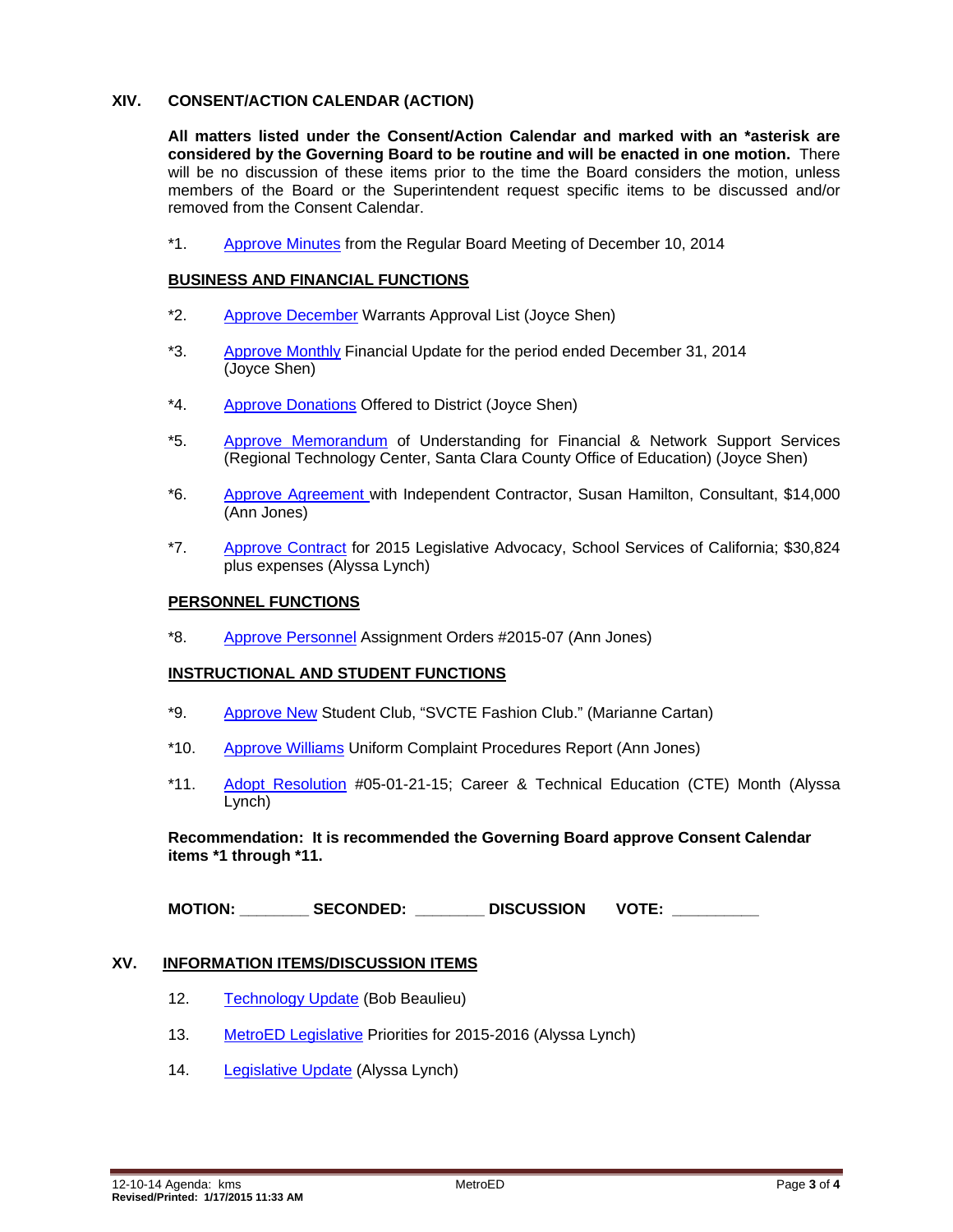## XIV. CONSENT/ACTION CALENDAR (ACTION)

**All matters listed under the Consent/Action Calendar and marked with an *asterisk are considered by the Governing Board to be routine and will be enacted in one motion.** There will be no discussion of these items prior to the time the Board considers the motion, unless members of the Board or the Superintendent request specific items to be discussed and/or removed from the Consent Calendar.

*1. Approve Minutes from the Regular Board Meeting of December 10, 2014

**BUSINESS AND FINANCIAL FUNCTIONS**

*2. Approve December Warrants Approval List (Joyce Shen)

*3. Approve Monthly Financial Update for the period ended December 31, 2014 (Joyce Shen)

*4. Approve Donations Offered to District (Joyce Shen)

*5. Approve Memorandum of Understanding for Financial & Network Support Services (Regional Technology Center, Santa Clara County Office of Education) (Joyce Shen)

*6. Approve Agreement with Independent Contractor, Susan Hamilton, Consultant, $14,000 (Ann Jones)

*7. Approve Contract for 2015 Legislative Advocacy, School Services of California; $30,824 plus expenses (Alyssa Lynch)

**PERSONNEL FUNCTIONS**

*8. Approve Personnel Assignment Orders #2015-07 (Ann Jones)

**INSTRUCTIONAL AND STUDENT FUNCTIONS**

*9. Approve New Student Club, "SVCTE Fashion Club." (Marianne Cartan)

*10. Approve Williams Uniform Complaint Procedures Report (Ann Jones)

*11. Adopt Resolution #05-01-21-15; Career & Technical Education (CTE) Month (Alyssa Lynch)

**Recommendation: It is recommended the Governing Board approve Consent Calendar items *1 through *11.**

**MOTION: _______ SECONDED: _______ DISCUSSION VOTE: _________**

## XV. INFORMATION ITEMS/DISCUSSION ITEMS

12. Technology Update (Bob Beaulieu)

13. MetroED Legislative Priorities for 2015-2016 (Alyssa Lynch)

14. Legislative Update (Alyssa Lynch)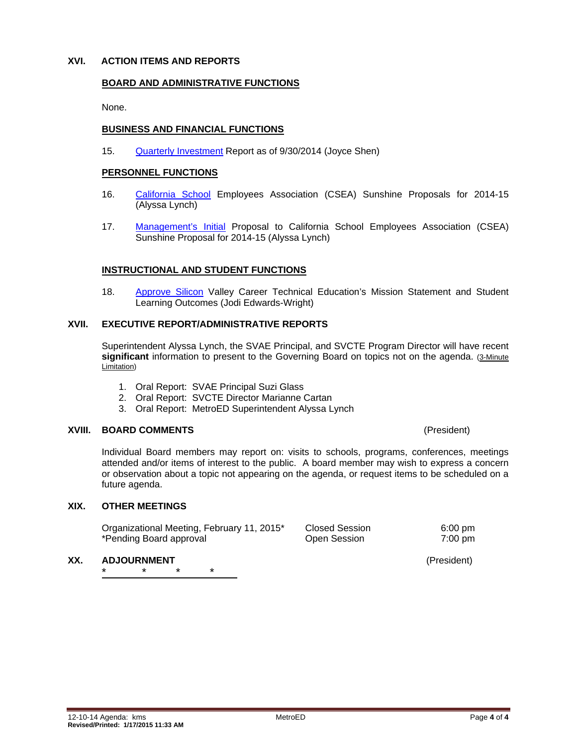## XVI. ACTION ITEMS AND REPORTS

### BOARD AND ADMINISTRATIVE FUNCTIONS

None.

### BUSINESS AND FINANCIAL FUNCTIONS

15. Quarterly Investment Report as of 9/30/2014 (Joyce Shen)

### PERSONNEL FUNCTIONS

16. California School Employees Association (CSEA) Sunshine Proposals for 2014-15 (Alyssa Lynch)

17. Management's Initial Proposal to California School Employees Association (CSEA) Sunshine Proposal for 2014-15 (Alyssa Lynch)

### INSTRUCTIONAL AND STUDENT FUNCTIONS

18. Approve Silicon Valley Career Technical Education's Mission Statement and Student Learning Outcomes (Jodi Edwards-Wright)

## XVII. EXECUTIVE REPORT/ADMINISTRATIVE REPORTS

Superintendent Alyssa Lynch, the SVAE Principal, and SVCTE Program Director will have recent **significant** information to present to the Governing Board on topics not on the agenda. (3-Minute Limitation)

1. Oral Report: SVAE Principal Suzi Glass
2. Oral Report: SVCTE Director Marianne Cartan
3. Oral Report: MetroED Superintendent Alyssa Lynch

## XVIII. BOARD COMMENTS (President)

Individual Board members may report on: visits to schools, programs, conferences, meetings attended and/or items of interest to the public. A board member may wish to express a concern or observation about a topic not appearing on the agenda, or request items to be scheduled on a future agenda.

## XIX. OTHER MEETINGS

| | | |
|---|---|---|
| Organizational Meeting, February 11, 2015* | Closed Session | 6:00 pm |
| *Pending Board approval | Open Session | 7:00 pm |

## XX. ADJOURNMENT (President)

\* \* \* \*